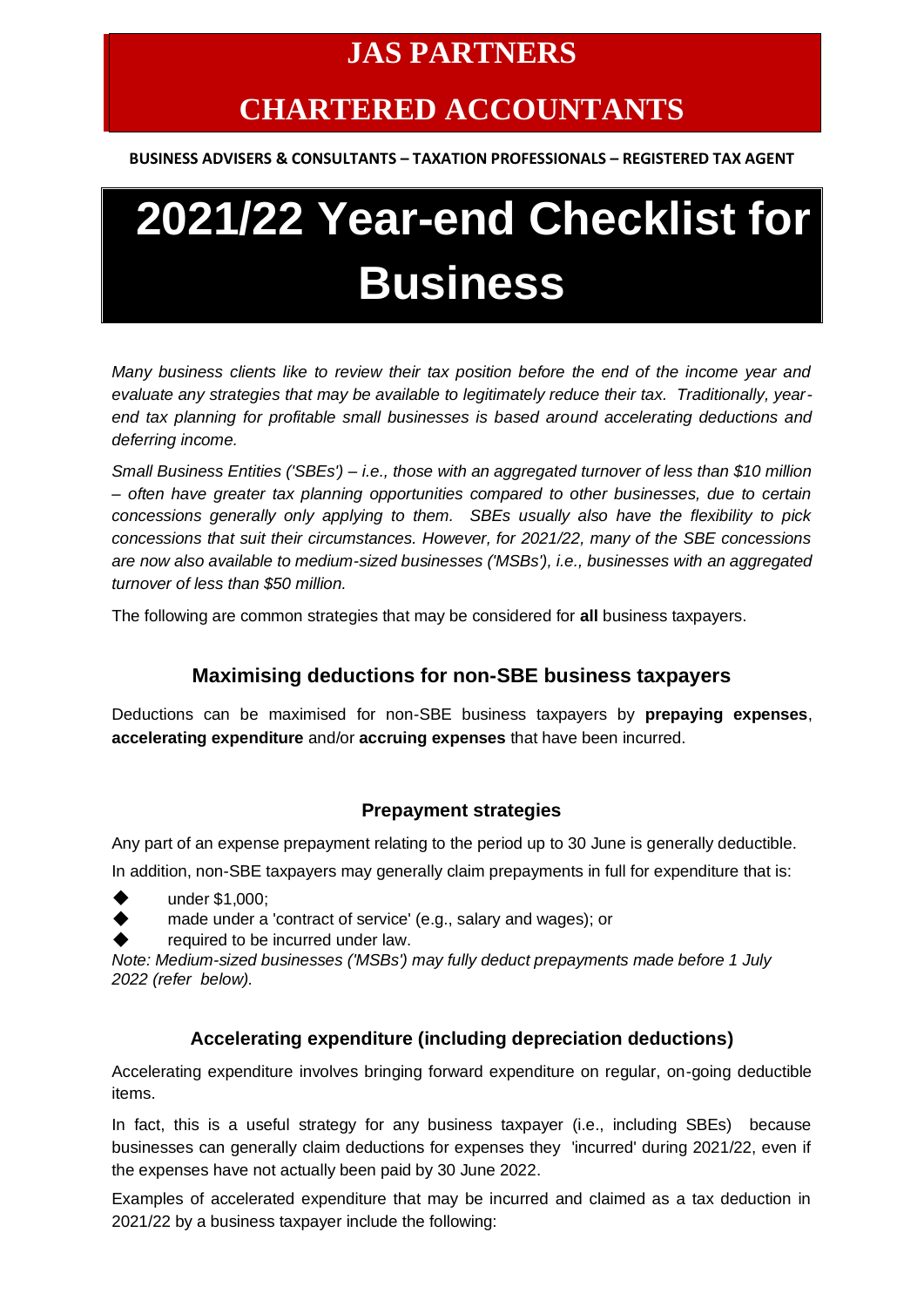# JAS PARTNERS

# CHARTERED ACCOUNTANTS

**BUSINESS ADVISERS & CONSULTANTS – TAXATION PROFESSIONALS – REGISTERED TAX AGENT**

# 2021/22 Year-end Checklist for Business

*Many business clients like to review their tax position before the end of the income year and evaluate any strategies that may be available to legitimately reduce their tax. Traditionally, year-end tax planning for profitable small businesses is based around accelerating deductions and deferring income.*

*Small Business Entities ('SBEs') – i.e., those with an aggregated turnover of less than $10 million – often have greater tax planning opportunities compared to other businesses, due to certain concessions generally only applying to them. SBEs usually also have the flexibility to pick concessions that suit their circumstances. However, for 2021/22, many of the SBE concessions are now also available to medium-sized businesses ('MSBs'), i.e., businesses with an aggregated turnover of less than $50 million.*

The following are common strategies that may be considered for **all** business taxpayers.

## Maximising deductions for non-SBE business taxpayers

Deductions can be maximised for non-SBE business taxpayers by **prepaying expenses**, **accelerating expenditure** and/or **accruing expenses** that have been incurred.

### Prepayment strategies

Any part of an expense prepayment relating to the period up to 30 June is generally deductible.

In addition, non-SBE taxpayers may generally claim prepayments in full for expenditure that is:

- under $1,000;
- made under a 'contract of service' (e.g., salary and wages); or
- required to be incurred under law.

*Note: Medium-sized businesses ('MSBs') may fully deduct prepayments made before 1 July 2022 (refer below).*

### Accelerating expenditure (including depreciation deductions)

Accelerating expenditure involves bringing forward expenditure on regular, on-going deductible items.

In fact, this is a useful strategy for any business taxpayer (i.e., including SBEs) because businesses can generally claim deductions for expenses they 'incurred' during 2021/22, even if the expenses have not actually been paid by 30 June 2022.

Examples of accelerated expenditure that may be incurred and claimed as a tax deduction in 2021/22 by a business taxpayer include the following: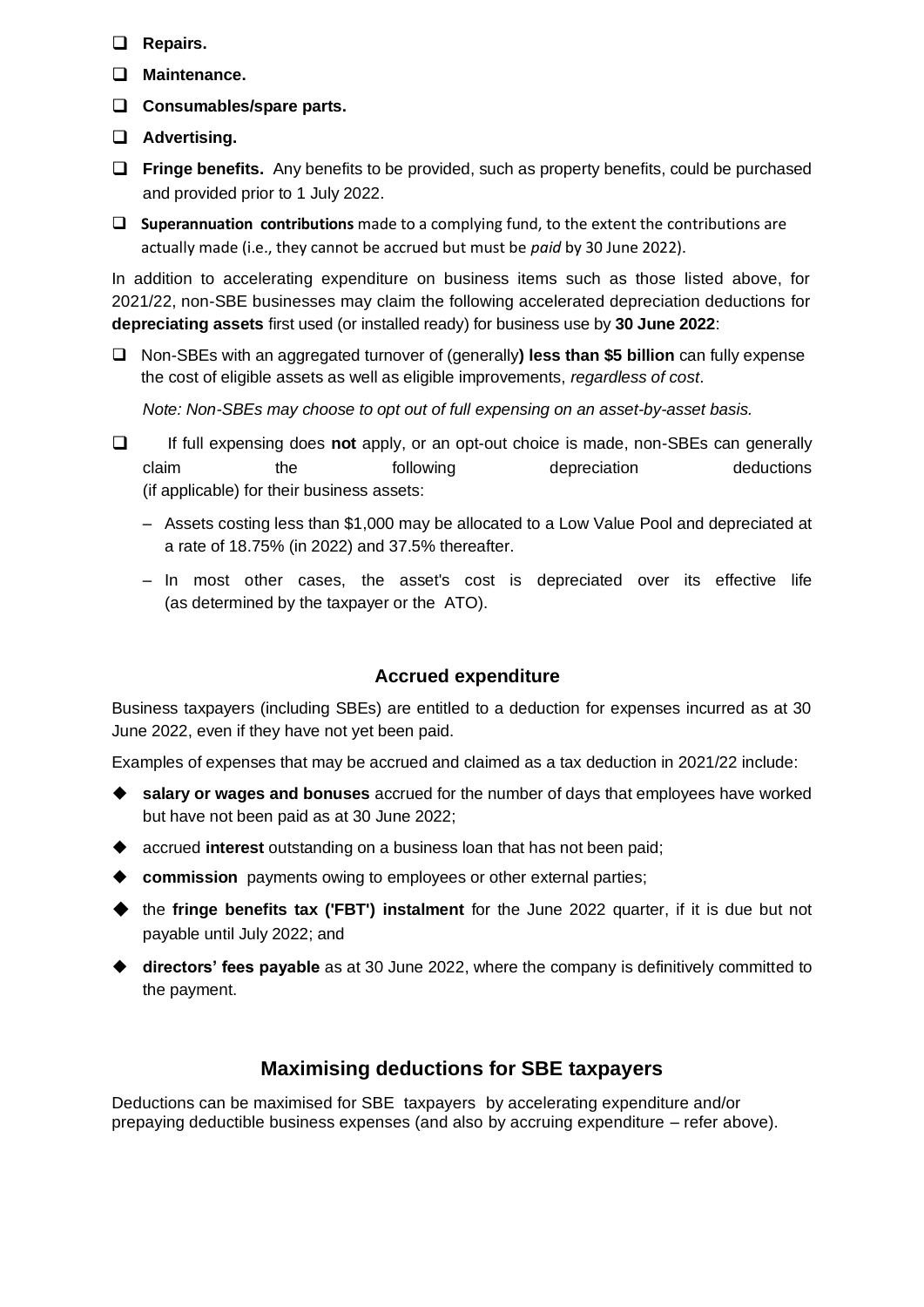- **Repairs.**
- **Maintenance.**
- **Consumables/spare parts.**
- **Advertising.**
- **Fringe benefits.** Any benefits to be provided, such as property benefits, could be purchased and provided prior to 1 July 2022.
- **Superannuation contributions** made to a complying fund, to the extent the contributions are actually made (i.e., they cannot be accrued but must be *paid* by 30 June 2022).

In addition to accelerating expenditure on business items such as those listed above, for 2021/22, non-SBE businesses may claim the following accelerated depreciation deductions for **depreciating assets** first used (or installed ready) for business use by **30 June 2022**:

- Non-SBEs with an aggregated turnover of (generally**) less than $5 billion** can fully expense the cost of eligible assets as well as eligible improvements, *regardless of cost*.

  *Note: Non-SBEs may choose to opt out of full expensing on an asset-by-asset basis.*

- If full expensing does **not** apply, or an opt-out choice is made, non-SBEs can generally claim the following depreciation deductions (if applicable) for their business assets:
  - Assets costing less than $1,000 may be allocated to a Low Value Pool and depreciated at a rate of 18.75% (in 2022) and 37.5% thereafter.
  - In most other cases, the asset's cost is depreciated over its effective life (as determined by the taxpayer or the ATO).

### Accrued expenditure

Business taxpayers (including SBEs) are entitled to a deduction for expenses incurred as at 30 June 2022, even if they have not yet been paid.

Examples of expenses that may be accrued and claimed as a tax deduction in 2021/22 include:

- **salary or wages and bonuses** accrued for the number of days that employees have worked but have not been paid as at 30 June 2022;
- accrued **interest** outstanding on a business loan that has not been paid;
- **commission** payments owing to employees or other external parties;
- the **fringe benefits tax ('FBT') instalment** for the June 2022 quarter, if it is due but not payable until July 2022; and
- **directors' fees payable** as at 30 June 2022, where the company is definitively committed to the payment.

## Maximising deductions for SBE taxpayers

Deductions can be maximised for SBE taxpayers by accelerating expenditure and/or prepaying deductible business expenses (and also by accruing expenditure – refer above).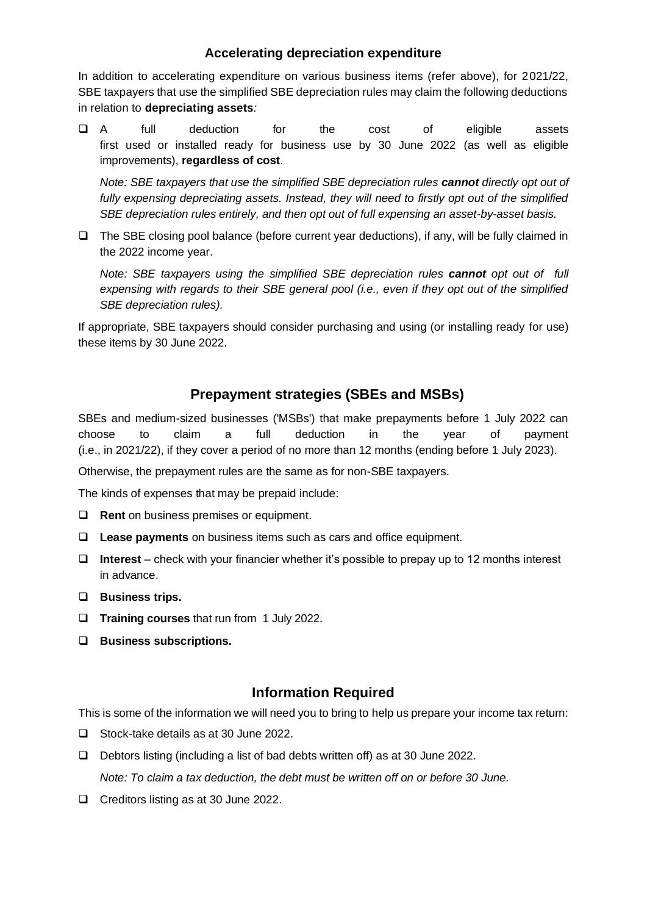## Accelerating depreciation expenditure

In addition to accelerating expenditure on various business items (refer above), for 2021/22, SBE taxpayers that use the simplified SBE depreciation rules may claim the following deductions in relation to **depreciating assets***:*

- A full deduction for the cost of eligible assets first used or installed ready for business use by 30 June 2022 (as well as eligible improvements), **regardless of cost**.

  *Note: SBE taxpayers that use the simplified SBE depreciation rules* ***cannot*** *directly opt out of fully expensing depreciating assets. Instead, they will need to firstly opt out of the simplified SBE depreciation rules entirely, and then opt out of full expensing an asset-by-asset basis.*

- The SBE closing pool balance (before current year deductions), if any, will be fully claimed in the 2022 income year.

  *Note: SBE taxpayers using the simplified SBE depreciation rules* ***cannot*** *opt out of full expensing with regards to their SBE general pool (i.e., even if they opt out of the simplified SBE depreciation rules).*

If appropriate, SBE taxpayers should consider purchasing and using (or installing ready for use) these items by 30 June 2022.

## Prepayment strategies (SBEs and MSBs)

SBEs and medium-sized businesses ('MSBs') that make prepayments before 1 July 2022 can choose to claim a full deduction in the year of payment (i.e., in 2021/22), if they cover a period of no more than 12 months (ending before 1 July 2023).

Otherwise, the prepayment rules are the same as for non-SBE taxpayers.

The kinds of expenses that may be prepaid include:

- **Rent** on business premises or equipment.
- **Lease payments** on business items such as cars and office equipment.
- **Interest** – check with your financier whether it's possible to prepay up to 12 months interest in advance.
- **Business trips.**
- **Training courses** that run from 1 July 2022.
- **Business subscriptions.**

## Information Required

This is some of the information we will need you to bring to help us prepare your income tax return:

- Stock-take details as at 30 June 2022.
- Debtors listing (including a list of bad debts written off) as at 30 June 2022.

  *Note: To claim a tax deduction, the debt must be written off on or before 30 June.*

- Creditors listing as at 30 June 2022.